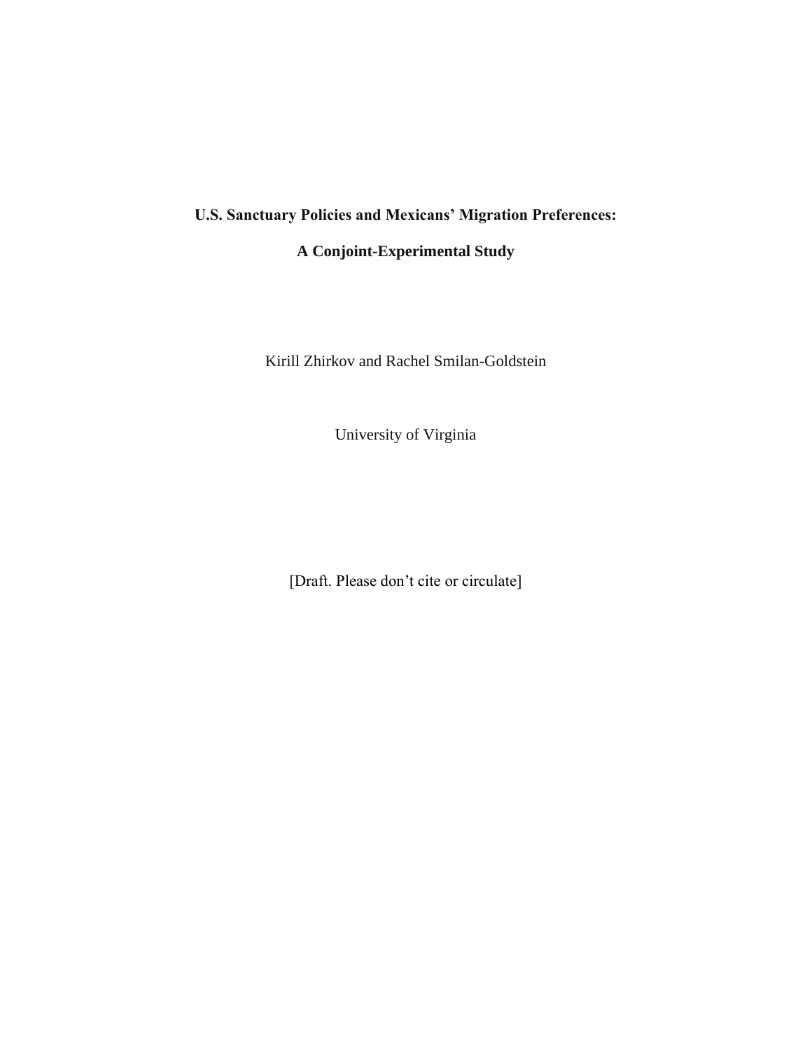# U.S. Sanctuary Policies and Mexicans' Migration Preferences:

# A Conjoint-Experimental Study

Kirill Zhirkov and Rachel Smilan-Goldstein

University of Virginia

[Draft. Please don't cite or circulate]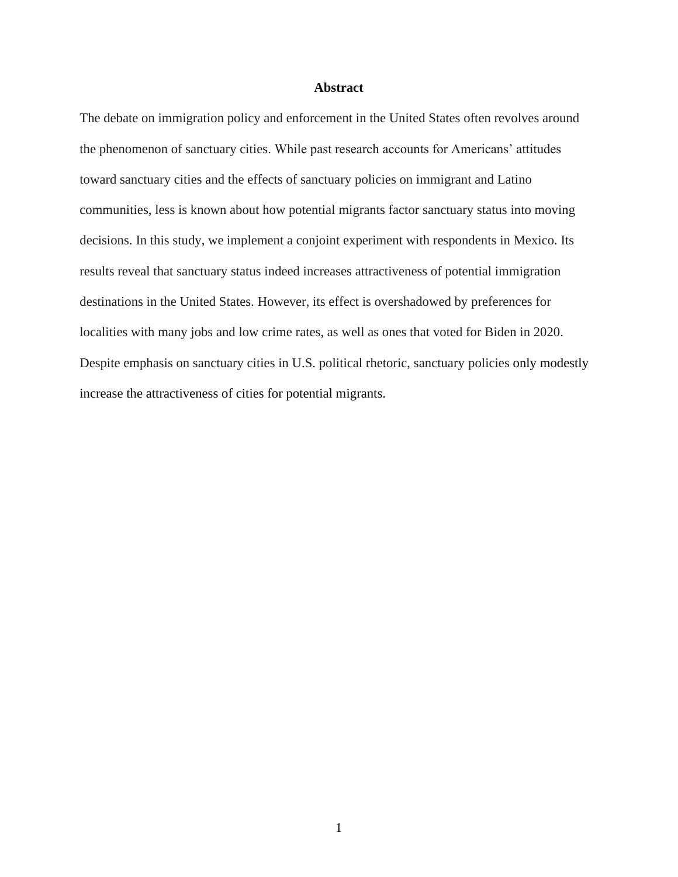## Abstract

The debate on immigration policy and enforcement in the United States often revolves around the phenomenon of sanctuary cities. While past research accounts for Americans' attitudes toward sanctuary cities and the effects of sanctuary policies on immigrant and Latino communities, less is known about how potential migrants factor sanctuary status into moving decisions. In this study, we implement a conjoint experiment with respondents in Mexico. Its results reveal that sanctuary status indeed increases attractiveness of potential immigration destinations in the United States. However, its effect is overshadowed by preferences for localities with many jobs and low crime rates, as well as ones that voted for Biden in 2020. Despite emphasis on sanctuary cities in U.S. political rhetoric, sanctuary policies only modestly increase the attractiveness of cities for potential migrants.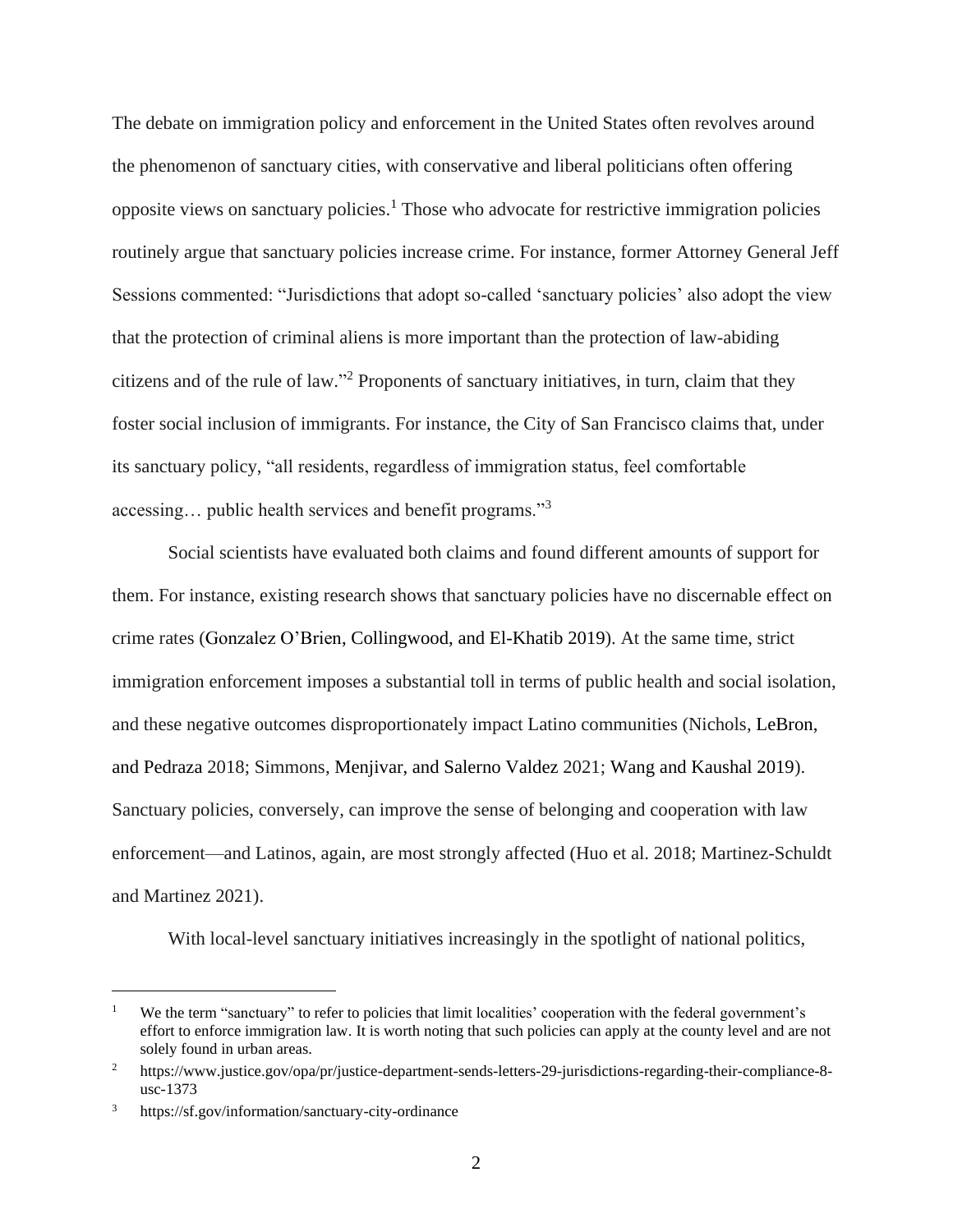The debate on immigration policy and enforcement in the United States often revolves around the phenomenon of sanctuary cities, with conservative and liberal politicians often offering opposite views on sanctuary policies.[1] Those who advocate for restrictive immigration policies routinely argue that sanctuary policies increase crime. For instance, former Attorney General Jeff Sessions commented: "Jurisdictions that adopt so-called 'sanctuary policies' also adopt the view that the protection of criminal aliens is more important than the protection of law-abiding citizens and of the rule of law."[2] Proponents of sanctuary initiatives, in turn, claim that they foster social inclusion of immigrants. For instance, the City of San Francisco claims that, under its sanctuary policy, "all residents, regardless of immigration status, feel comfortable accessing… public health services and benefit programs."[3]

Social scientists have evaluated both claims and found different amounts of support for them. For instance, existing research shows that sanctuary policies have no discernable effect on crime rates (Gonzalez O'Brien, Collingwood, and El-Khatib 2019). At the same time, strict immigration enforcement imposes a substantial toll in terms of public health and social isolation, and these negative outcomes disproportionately impact Latino communities (Nichols, LeBron, and Pedraza 2018; Simmons, Menjivar, and Salerno Valdez 2021; Wang and Kaushal 2019). Sanctuary policies, conversely, can improve the sense of belonging and cooperation with law enforcement—and Latinos, again, are most strongly affected (Huo et al. 2018; Martinez-Schuldt and Martinez 2021).

With local-level sanctuary initiatives increasingly in the spotlight of national politics,

---

[1] We the term "sanctuary" to refer to policies that limit localities' cooperation with the federal government's effort to enforce immigration law. It is worth noting that such policies can apply at the county level and are not solely found in urban areas.

[2] https://www.justice.gov/opa/pr/justice-department-sends-letters-29-jurisdictions-regarding-their-compliance-8-usc-1373

[3] https://sf.gov/information/sanctuary-city-ordinance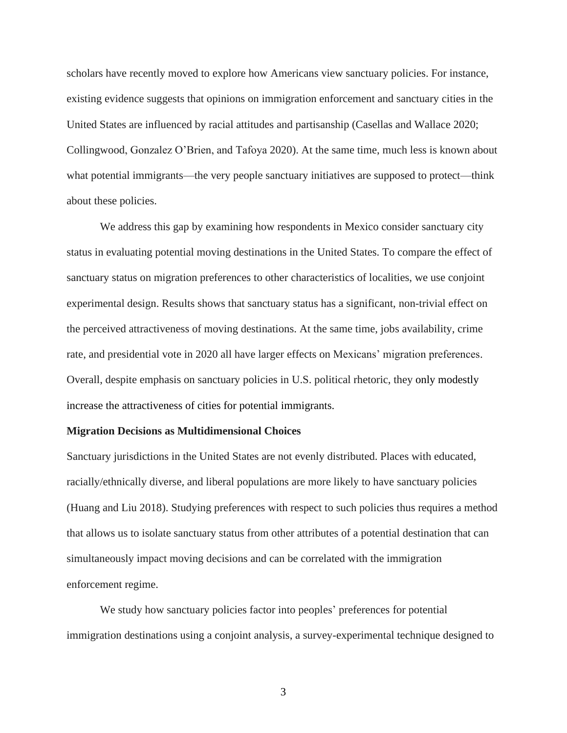scholars have recently moved to explore how Americans view sanctuary policies. For instance, existing evidence suggests that opinions on immigration enforcement and sanctuary cities in the United States are influenced by racial attitudes and partisanship (Casellas and Wallace 2020; Collingwood, Gonzalez O'Brien, and Tafoya 2020). At the same time, much less is known about what potential immigrants—the very people sanctuary initiatives are supposed to protect—think about these policies.

We address this gap by examining how respondents in Mexico consider sanctuary city status in evaluating potential moving destinations in the United States. To compare the effect of sanctuary status on migration preferences to other characteristics of localities, we use conjoint experimental design. Results shows that sanctuary status has a significant, non-trivial effect on the perceived attractiveness of moving destinations. At the same time, jobs availability, crime rate, and presidential vote in 2020 all have larger effects on Mexicans' migration preferences. Overall, despite emphasis on sanctuary policies in U.S. political rhetoric, they only modestly increase the attractiveness of cities for potential immigrants.

**Migration Decisions as Multidimensional Choices**

Sanctuary jurisdictions in the United States are not evenly distributed. Places with educated, racially/ethnically diverse, and liberal populations are more likely to have sanctuary policies (Huang and Liu 2018). Studying preferences with respect to such policies thus requires a method that allows us to isolate sanctuary status from other attributes of a potential destination that can simultaneously impact moving decisions and can be correlated with the immigration enforcement regime.

We study how sanctuary policies factor into peoples' preferences for potential immigration destinations using a conjoint analysis, a survey-experimental technique designed to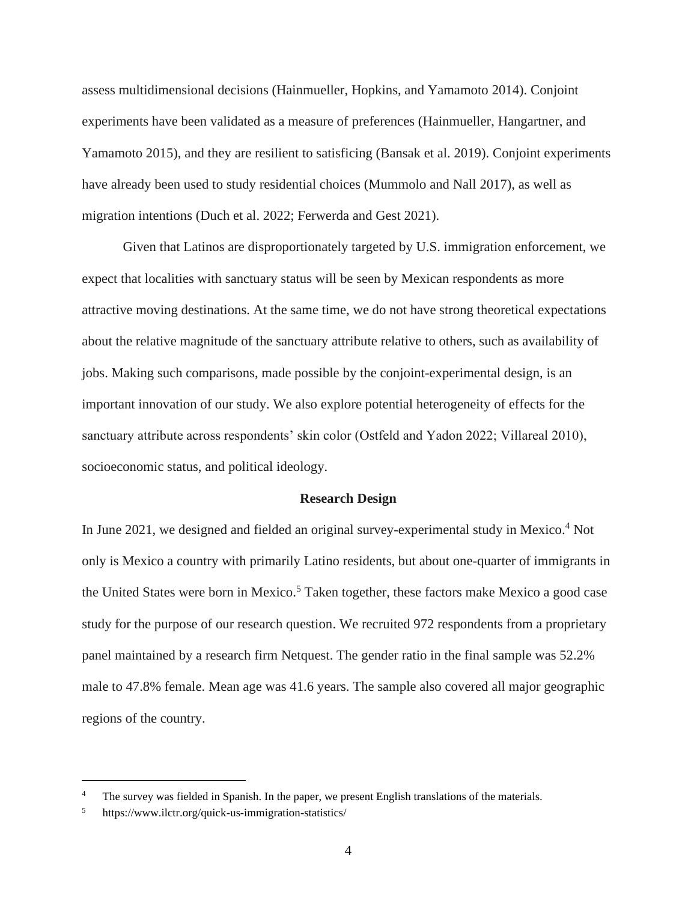assess multidimensional decisions (Hainmueller, Hopkins, and Yamamoto 2014). Conjoint experiments have been validated as a measure of preferences (Hainmueller, Hangartner, and Yamamoto 2015), and they are resilient to satisficing (Bansak et al. 2019). Conjoint experiments have already been used to study residential choices (Mummolo and Nall 2017), as well as migration intentions (Duch et al. 2022; Ferwerda and Gest 2021).

Given that Latinos are disproportionately targeted by U.S. immigration enforcement, we expect that localities with sanctuary status will be seen by Mexican respondents as more attractive moving destinations. At the same time, we do not have strong theoretical expectations about the relative magnitude of the sanctuary attribute relative to others, such as availability of jobs. Making such comparisons, made possible by the conjoint-experimental design, is an important innovation of our study. We also explore potential heterogeneity of effects for the sanctuary attribute across respondents' skin color (Ostfeld and Yadon 2022; Villareal 2010), socioeconomic status, and political ideology.

## Research Design

In June 2021, we designed and fielded an original survey-experimental study in Mexico.[4] Not only is Mexico a country with primarily Latino residents, but about one-quarter of immigrants in the United States were born in Mexico.[5] Taken together, these factors make Mexico a good case study for the purpose of our research question. We recruited 972 respondents from a proprietary panel maintained by a research firm Netquest. The gender ratio in the final sample was 52.2% male to 47.8% female. Mean age was 41.6 years. The sample also covered all major geographic regions of the country.

---

[4] The survey was fielded in Spanish. In the paper, we present English translations of the materials.

[5] https://www.ilctr.org/quick-us-immigration-statistics/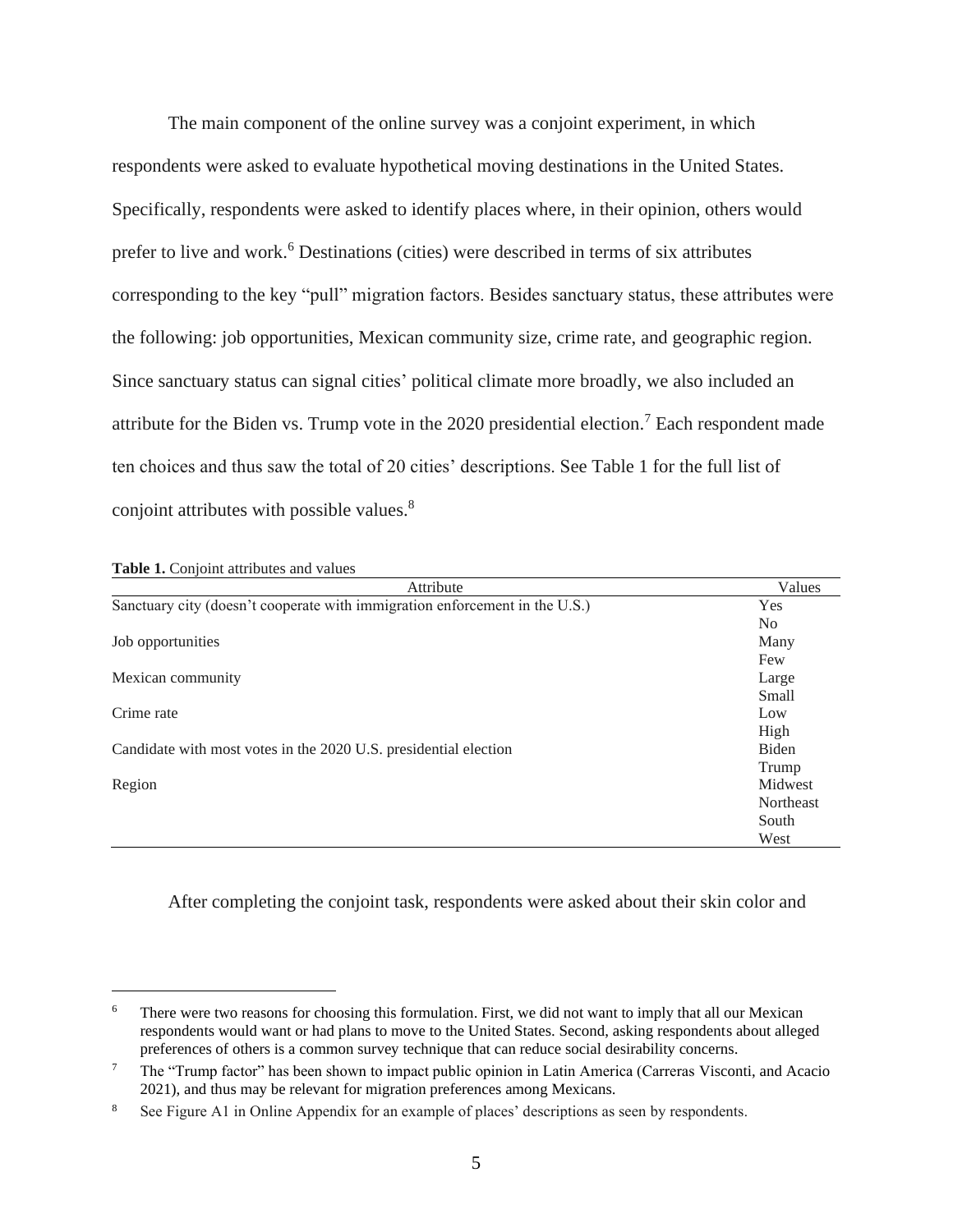The main component of the online survey was a conjoint experiment, in which respondents were asked to evaluate hypothetical moving destinations in the United States. Specifically, respondents were asked to identify places where, in their opinion, others would prefer to live and work.[6] Destinations (cities) were described in terms of six attributes corresponding to the key "pull" migration factors. Besides sanctuary status, these attributes were the following: job opportunities, Mexican community size, crime rate, and geographic region. Since sanctuary status can signal cities' political climate more broadly, we also included an attribute for the Biden vs. Trump vote in the 2020 presidential election.[7] Each respondent made ten choices and thus saw the total of 20 cities' descriptions. See Table 1 for the full list of conjoint attributes with possible values.[8]

**Table 1.** Conjoint attributes and values

| Attribute | Values |
|---|---|
| Sanctuary city (doesn't cooperate with immigration enforcement in the U.S.) | Yes |
| | No |
| Job opportunities | Many |
| | Few |
| Mexican community | Large |
| | Small |
| Crime rate | Low |
| | High |
| Candidate with most votes in the 2020 U.S. presidential election | Biden |
| | Trump |
| Region | Midwest |
| | Northeast |
| | South |
| | West |

After completing the conjoint task, respondents were asked about their skin color and

---

[6] There were two reasons for choosing this formulation. First, we did not want to imply that all our Mexican respondents would want or had plans to move to the United States. Second, asking respondents about alleged preferences of others is a common survey technique that can reduce social desirability concerns.

[7] The "Trump factor" has been shown to impact public opinion in Latin America (Carreras Visconti, and Acacio 2021), and thus may be relevant for migration preferences among Mexicans.

[8] See Figure A1 in Online Appendix for an example of places' descriptions as seen by respondents.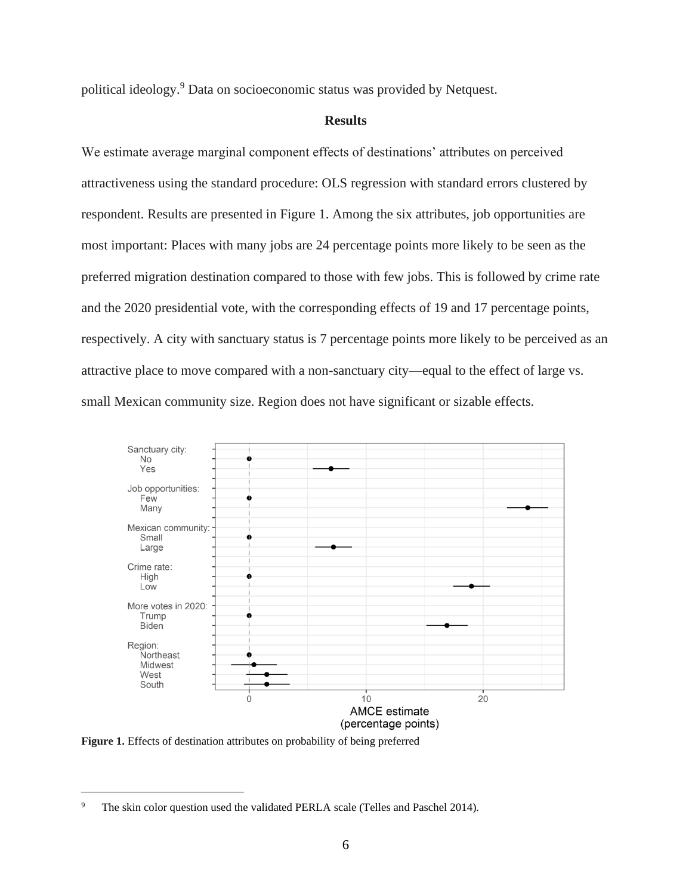political ideology.[9] Data on socioeconomic status was provided by Netquest.

## Results

We estimate average marginal component effects of destinations' attributes on perceived attractiveness using the standard procedure: OLS regression with standard errors clustered by respondent. Results are presented in Figure 1. Among the six attributes, job opportunities are most important: Places with many jobs are 24 percentage points more likely to be seen as the preferred migration destination compared to those with few jobs. This is followed by crime rate and the 2020 presidential vote, with the corresponding effects of 19 and 17 percentage points, respectively. A city with sanctuary status is 7 percentage points more likely to be perceived as an attractive place to move compared with a non-sanctuary city—equal to the effect of large vs. small Mexican community size. Region does not have significant or sizable effects.

**Figure 1.** Effects of destination attributes on probability of being preferred

[9] The skin color question used the validated PERLA scale (Telles and Paschel 2014).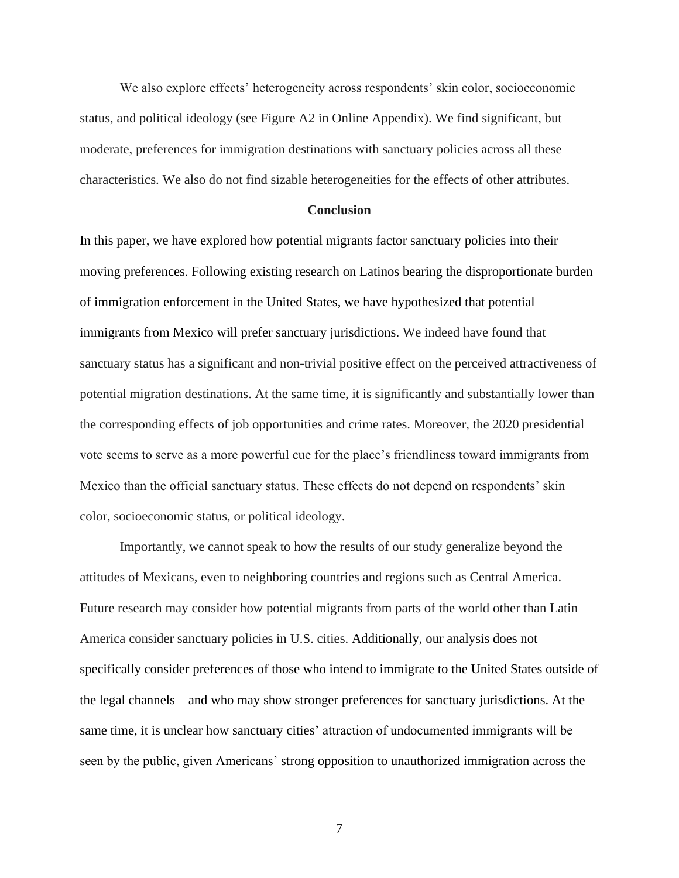We also explore effects' heterogeneity across respondents' skin color, socioeconomic status, and political ideology (see Figure A2 in Online Appendix). We find significant, but moderate, preferences for immigration destinations with sanctuary policies across all these characteristics. We also do not find sizable heterogeneities for the effects of other attributes.

## Conclusion

In this paper, we have explored how potential migrants factor sanctuary policies into their moving preferences. Following existing research on Latinos bearing the disproportionate burden of immigration enforcement in the United States, we have hypothesized that potential immigrants from Mexico will prefer sanctuary jurisdictions. We indeed have found that sanctuary status has a significant and non-trivial positive effect on the perceived attractiveness of potential migration destinations. At the same time, it is significantly and substantially lower than the corresponding effects of job opportunities and crime rates. Moreover, the 2020 presidential vote seems to serve as a more powerful cue for the place's friendliness toward immigrants from Mexico than the official sanctuary status. These effects do not depend on respondents' skin color, socioeconomic status, or political ideology.

Importantly, we cannot speak to how the results of our study generalize beyond the attitudes of Mexicans, even to neighboring countries and regions such as Central America. Future research may consider how potential migrants from parts of the world other than Latin America consider sanctuary policies in U.S. cities. Additionally, our analysis does not specifically consider preferences of those who intend to immigrate to the United States outside of the legal channels—and who may show stronger preferences for sanctuary jurisdictions. At the same time, it is unclear how sanctuary cities' attraction of undocumented immigrants will be seen by the public, given Americans' strong opposition to unauthorized immigration across the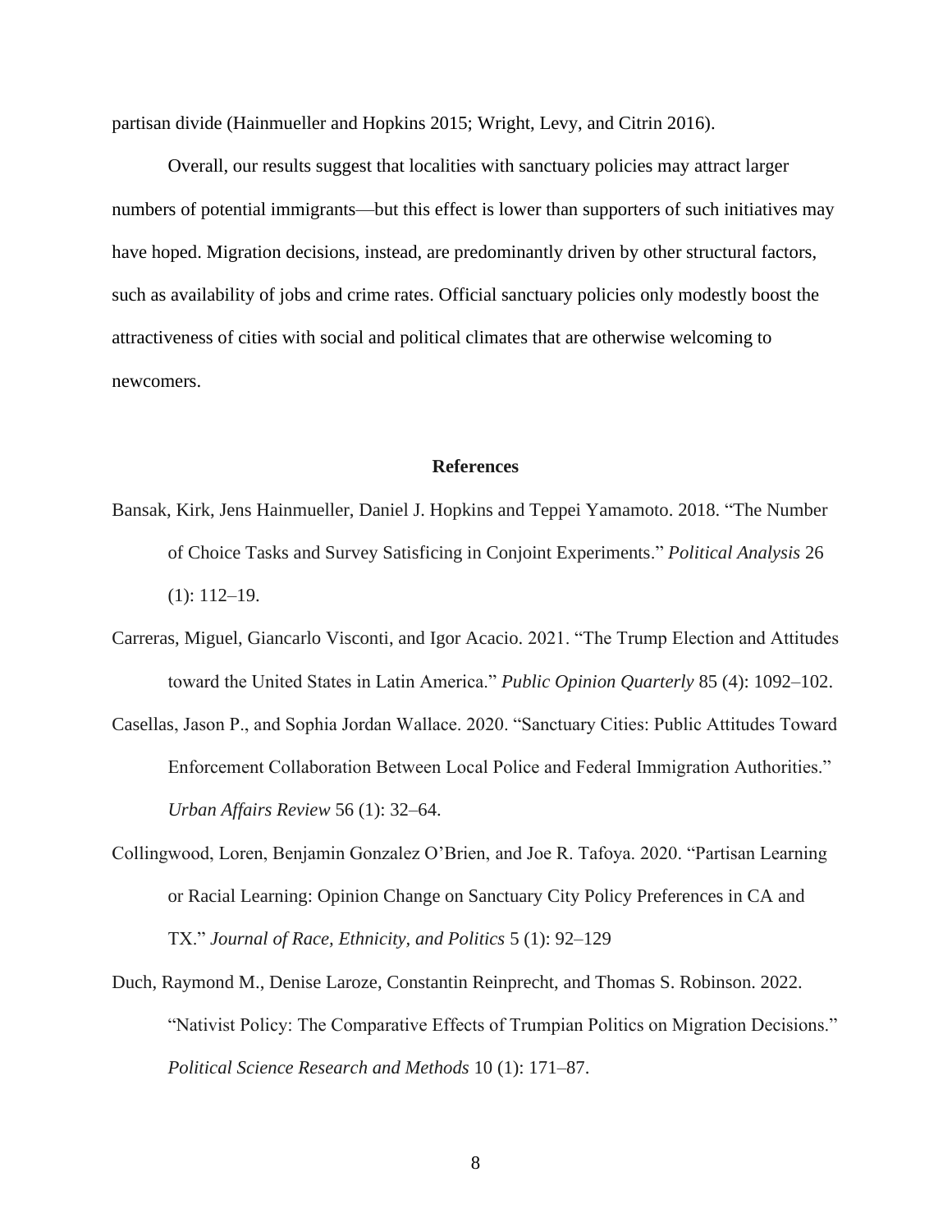partisan divide (Hainmueller and Hopkins 2015; Wright, Levy, and Citrin 2016).

Overall, our results suggest that localities with sanctuary policies may attract larger numbers of potential immigrants—but this effect is lower than supporters of such initiatives may have hoped. Migration decisions, instead, are predominantly driven by other structural factors, such as availability of jobs and crime rates. Official sanctuary policies only modestly boost the attractiveness of cities with social and political climates that are otherwise welcoming to newcomers.

## References

Bansak, Kirk, Jens Hainmueller, Daniel J. Hopkins and Teppei Yamamoto. 2018. "The Number of Choice Tasks and Survey Satisficing in Conjoint Experiments." *Political Analysis* 26 (1): 112–19.

Carreras, Miguel, Giancarlo Visconti, and Igor Acacio. 2021. "The Trump Election and Attitudes toward the United States in Latin America." *Public Opinion Quarterly* 85 (4): 1092–102.

Casellas, Jason P., and Sophia Jordan Wallace. 2020. "Sanctuary Cities: Public Attitudes Toward Enforcement Collaboration Between Local Police and Federal Immigration Authorities." *Urban Affairs Review* 56 (1): 32–64.

Collingwood, Loren, Benjamin Gonzalez O'Brien, and Joe R. Tafoya. 2020. "Partisan Learning or Racial Learning: Opinion Change on Sanctuary City Policy Preferences in CA and TX." *Journal of Race, Ethnicity, and Politics* 5 (1): 92–129

Duch, Raymond M., Denise Laroze, Constantin Reinprecht, and Thomas S. Robinson. 2022. "Nativist Policy: The Comparative Effects of Trumpian Politics on Migration Decisions." *Political Science Research and Methods* 10 (1): 171–87.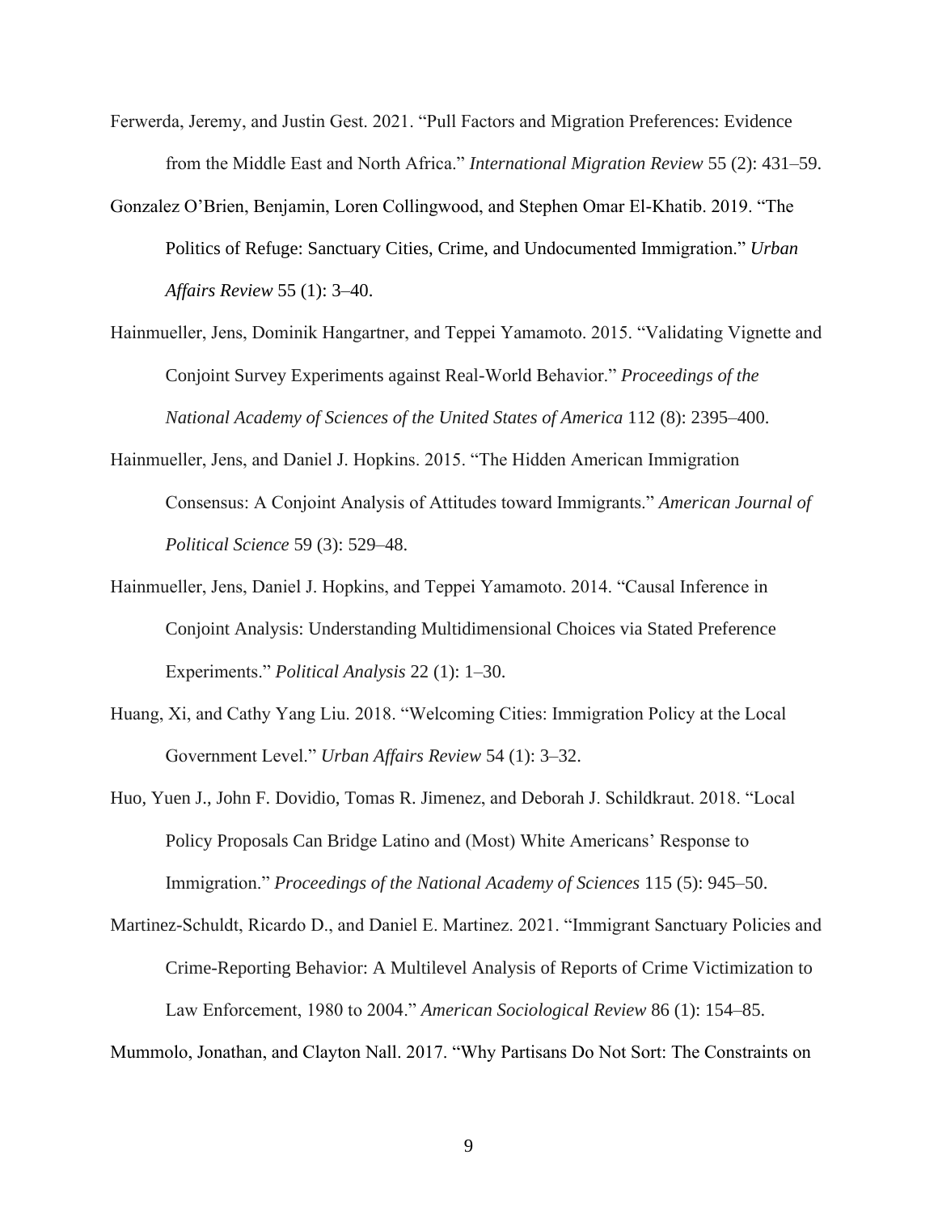Ferwerda, Jeremy, and Justin Gest. 2021. “Pull Factors and Migration Preferences: Evidence from the Middle East and North Africa.” *International Migration Review* 55 (2): 431–59.

Gonzalez O’Brien, Benjamin, Loren Collingwood, and Stephen Omar El-Khatib. 2019. “The Politics of Refuge: Sanctuary Cities, Crime, and Undocumented Immigration.” *Urban Affairs Review* 55 (1): 3–40.

Hainmueller, Jens, Dominik Hangartner, and Teppei Yamamoto. 2015. “Validating Vignette and Conjoint Survey Experiments against Real-World Behavior.” *Proceedings of the National Academy of Sciences of the United States of America* 112 (8): 2395–400.

Hainmueller, Jens, and Daniel J. Hopkins. 2015. “The Hidden American Immigration Consensus: A Conjoint Analysis of Attitudes toward Immigrants.” *American Journal of Political Science* 59 (3): 529–48.

Hainmueller, Jens, Daniel J. Hopkins, and Teppei Yamamoto. 2014. “Causal Inference in Conjoint Analysis: Understanding Multidimensional Choices via Stated Preference Experiments.” *Political Analysis* 22 (1): 1–30.

Huang, Xi, and Cathy Yang Liu. 2018. “Welcoming Cities: Immigration Policy at the Local Government Level.” *Urban Affairs Review* 54 (1): 3–32.

Huo, Yuen J., John F. Dovidio, Tomas R. Jimenez, and Deborah J. Schildkraut. 2018. “Local Policy Proposals Can Bridge Latino and (Most) White Americans’ Response to Immigration.” *Proceedings of the National Academy of Sciences* 115 (5): 945–50.

Martinez-Schuldt, Ricardo D., and Daniel E. Martinez. 2021. “Immigrant Sanctuary Policies and Crime-Reporting Behavior: A Multilevel Analysis of Reports of Crime Victimization to Law Enforcement, 1980 to 2004.” *American Sociological Review* 86 (1): 154–85.

Mummolo, Jonathan, and Clayton Nall. 2017. “Why Partisans Do Not Sort: The Constraints on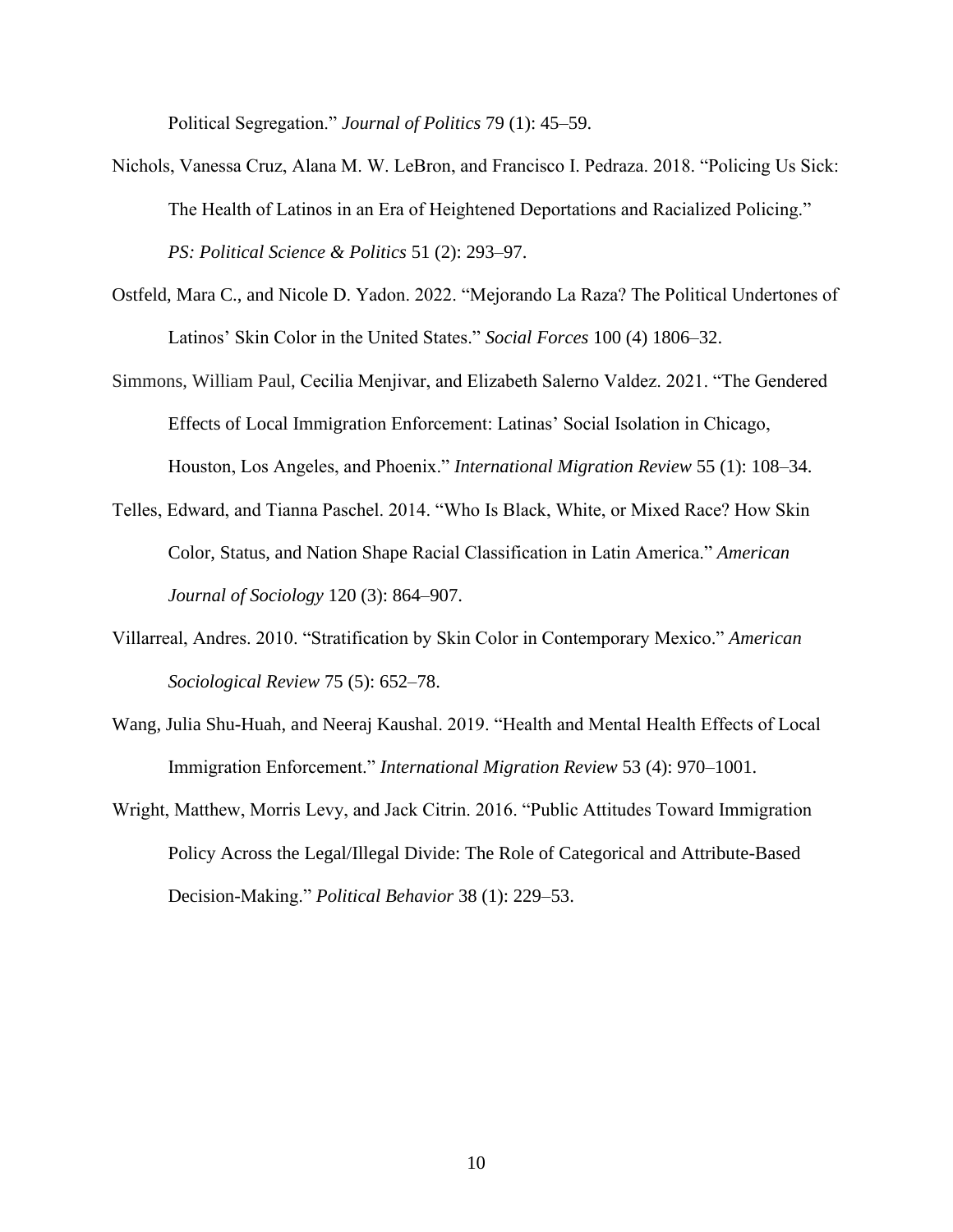Political Segregation." *Journal of Politics* 79 (1): 45–59.

Nichols, Vanessa Cruz, Alana M. W. LeBron, and Francisco I. Pedraza. 2018. "Policing Us Sick: The Health of Latinos in an Era of Heightened Deportations and Racialized Policing." *PS: Political Science & Politics* 51 (2): 293–97.

Ostfeld, Mara C., and Nicole D. Yadon. 2022. "Mejorando La Raza? The Political Undertones of Latinos' Skin Color in the United States." *Social Forces* 100 (4) 1806–32.

Simmons, William Paul, Cecilia Menjivar, and Elizabeth Salerno Valdez. 2021. "The Gendered Effects of Local Immigration Enforcement: Latinas' Social Isolation in Chicago, Houston, Los Angeles, and Phoenix." *International Migration Review* 55 (1): 108–34.

Telles, Edward, and Tianna Paschel. 2014. "Who Is Black, White, or Mixed Race? How Skin Color, Status, and Nation Shape Racial Classification in Latin America." *American Journal of Sociology* 120 (3): 864–907.

Villarreal, Andres. 2010. "Stratification by Skin Color in Contemporary Mexico." *American Sociological Review* 75 (5): 652–78.

Wang, Julia Shu-Huah, and Neeraj Kaushal. 2019. "Health and Mental Health Effects of Local Immigration Enforcement." *International Migration Review* 53 (4): 970–1001.

Wright, Matthew, Morris Levy, and Jack Citrin. 2016. "Public Attitudes Toward Immigration Policy Across the Legal/Illegal Divide: The Role of Categorical and Attribute-Based Decision-Making." *Political Behavior* 38 (1): 229–53.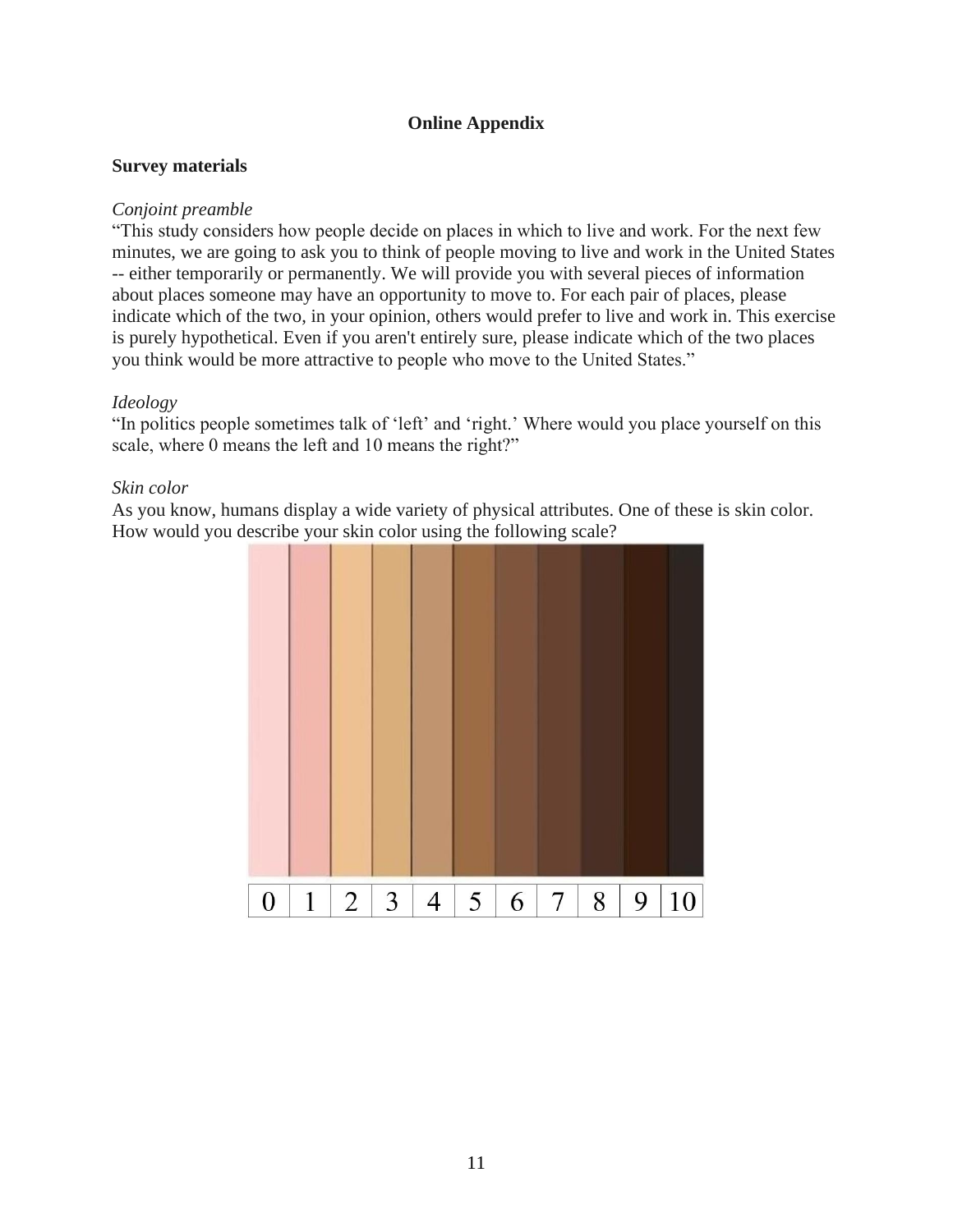**Online Appendix**

**Survey materials**

*Conjoint preamble*

"This study considers how people decide on places in which to live and work. For the next few minutes, we are going to ask you to think of people moving to live and work in the United States -- either temporarily or permanently. We will provide you with several pieces of information about places someone may have an opportunity to move to. For each pair of places, please indicate which of the two, in your opinion, others would prefer to live and work in. This exercise is purely hypothetical. Even if you aren't entirely sure, please indicate which of the two places you think would be more attractive to people who move to the United States."

*Ideology*

"In politics people sometimes talk of 'left' and 'right.' Where would you place yourself on this scale, where 0 means the left and 10 means the right?"

*Skin color*

As you know, humans display a wide variety of physical attributes. One of these is skin color. How would you describe your skin color using the following scale?

| 0 | 1 | 2 | 3 | 4 | 5 | 6 | 7 | 8 | 9 | 10 |
|---|---|---|---|---|---|---|---|---|---|---|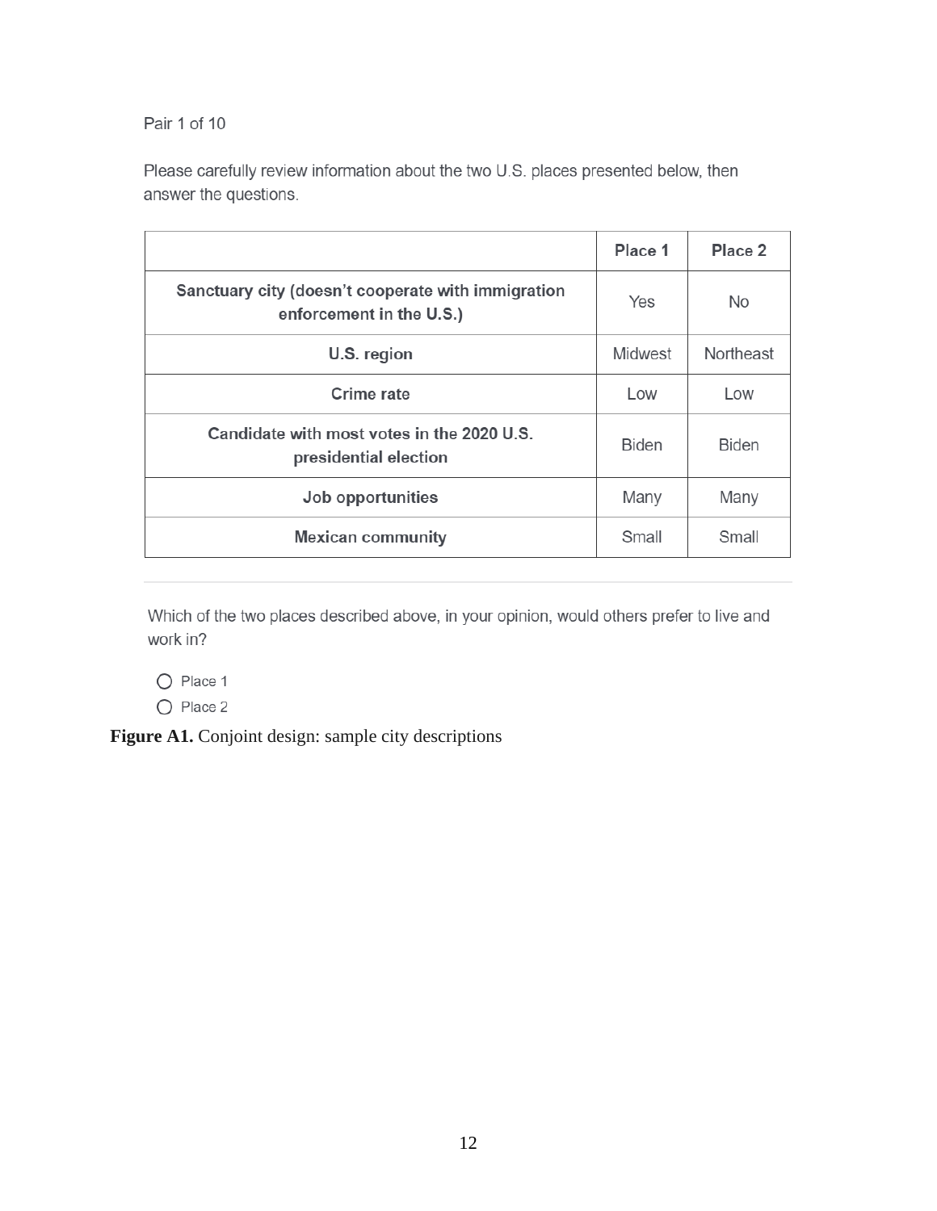Pair 1 of 10

Please carefully review information about the two U.S. places presented below, then answer the questions.

| | Place 1 | Place 2 |
|---|---|---|
| **Sanctuary city (doesn't cooperate with immigration enforcement in the U.S.)** | Yes | No |
| **U.S. region** | Midwest | Northeast |
| **Crime rate** | Low | Low |
| **Candidate with most votes in the 2020 U.S. presidential election** | Biden | Biden |
| **Job opportunities** | Many | Many |
| **Mexican community** | Small | Small |

Which of the two places described above, in your opinion, would others prefer to live and work in?

- ○ Place 1
- ○ Place 2

**Figure A1.** Conjoint design: sample city descriptions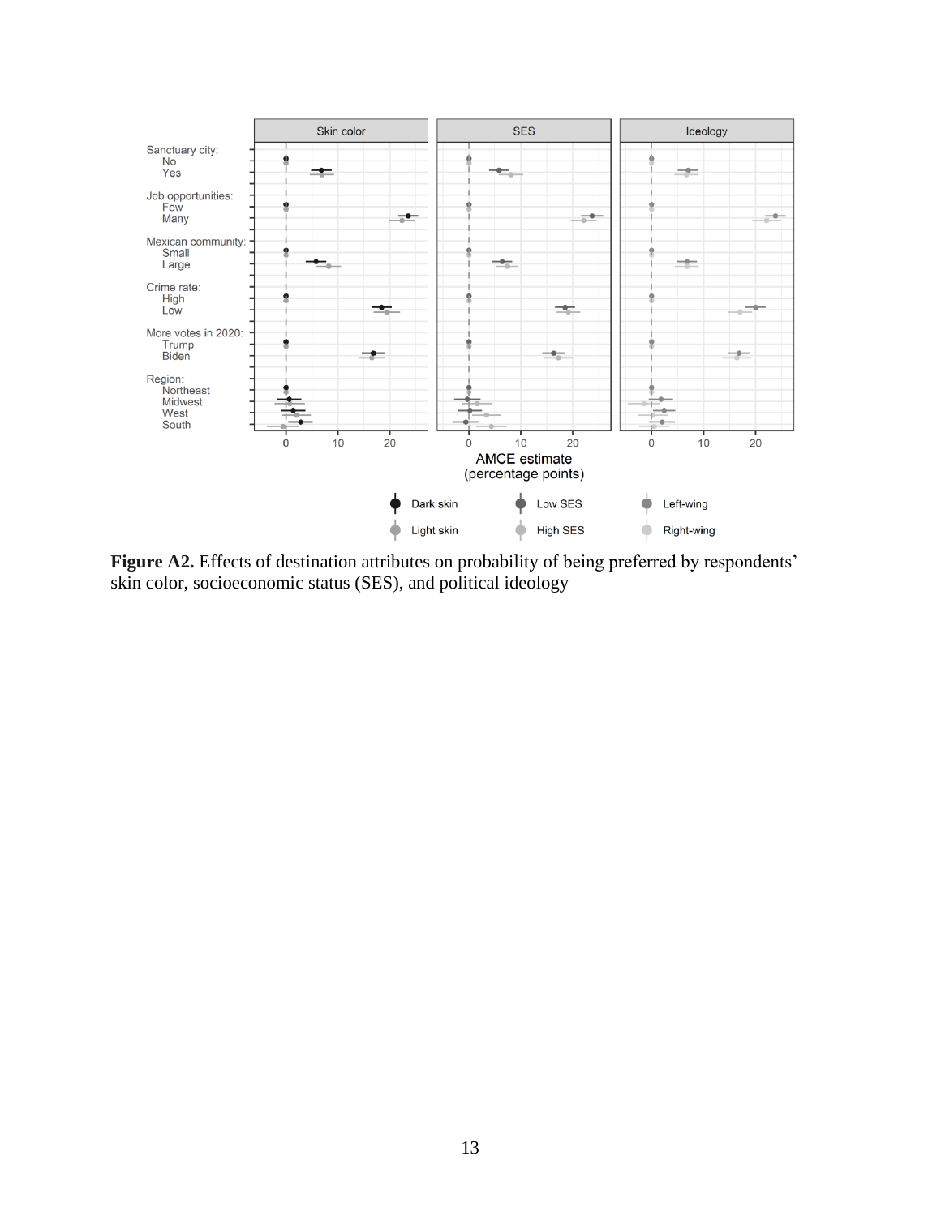Skin color

SES

Ideology

Sanctuary city:
No
Yes

Job opportunities:
Few
Many

Mexican community:
Small
Large

Crime rate:
High
Low

More votes in 2020:
Trump
Biden

Region:
Northeast
Midwest
West
South

0 10 20

AMCE estimate
(percentage points)

Dark skin
Light skin
Low SES
High SES
Left-wing
Right-wing

**Figure A2.** Effects of destination attributes on probability of being preferred by respondents' skin color, socioeconomic status (SES), and political ideology